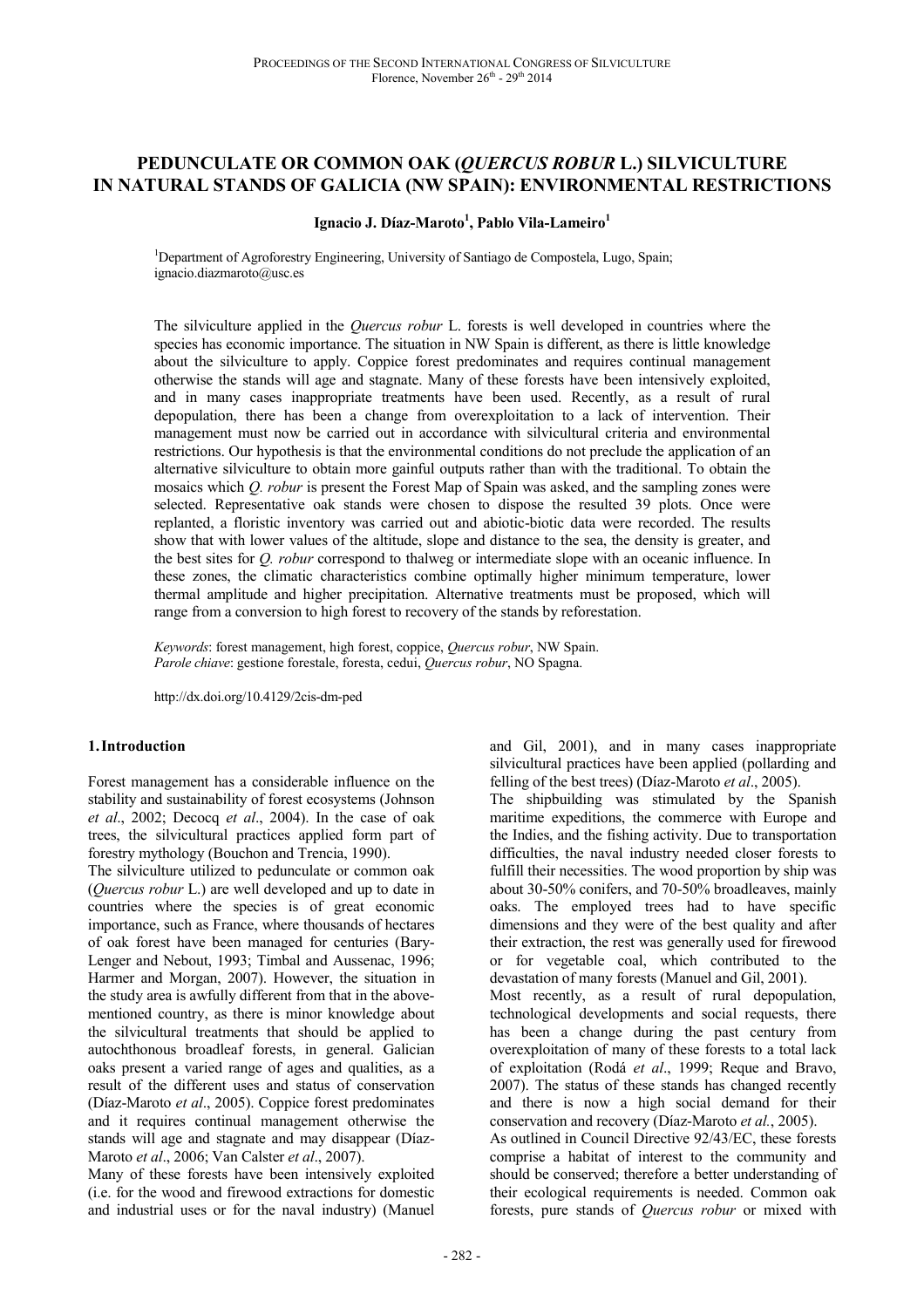# PEDUNCULATE OR COMMON OAK (*QUERCUS ROBUR* L.) SILVICULTURE IN NATURAL STANDS OF GALICIA (NW SPAIN): ENVIRONMENTAL RESTRICTIONS

**Ignacio J. Díaz-Maroto[1], Pablo Vila-Lameiro[1]**

[1]Department of Agroforestry Engineering, University of Santiago de Compostela, Lugo, Spain; ignacio.diazmaroto@usc.es

The silviculture applied in the *Quercus robur* L. forests is well developed in countries where the species has economic importance. The situation in NW Spain is different, as there is little knowledge about the silviculture to apply. Coppice forest predominates and requires continual management otherwise the stands will age and stagnate. Many of these forests have been intensively exploited, and in many cases inappropriate treatments have been used. Recently, as a result of rural depopulation, there has been a change from overexploitation to a lack of intervention. Their management must now be carried out in accordance with silvicultural criteria and environmental restrictions. Our hypothesis is that the environmental conditions do not preclude the application of an alternative silviculture to obtain more gainful outputs rather than with the traditional. To obtain the mosaics which *Q. robur* is present the Forest Map of Spain was asked, and the sampling zones were selected. Representative oak stands were chosen to dispose the resulted 39 plots. Once were replanted, a floristic inventory was carried out and abiotic-biotic data were recorded. The results show that with lower values of the altitude, slope and distance to the sea, the density is greater, and the best sites for *Q. robur* correspond to thalweg or intermediate slope with an oceanic influence. In these zones, the climatic characteristics combine optimally higher minimum temperature, lower thermal amplitude and higher precipitation. Alternative treatments must be proposed, which will range from a conversion to high forest to recovery of the stands by reforestation.

*Keywords*: forest management, high forest, coppice, *Quercus robur*, NW Spain.
*Parole chiave*: gestione forestale, foresta, cedui, *Quercus robur*, NO Spagna.

http://dx.doi.org/10.4129/2cis-dm-ped

## 1. Introduction

Forest management has a considerable influence on the stability and sustainability of forest ecosystems (Johnson *et al*., 2002; Decocq *et al*., 2004). In the case of oak trees, the silvicultural practices applied form part of forestry mythology (Bouchon and Trencia, 1990).

The silviculture utilized to pedunculate or common oak (*Quercus robur* L.) are well developed and up to date in countries where the species is of great economic importance, such as France, where thousands of hectares of oak forest have been managed for centuries (Bary-Lenger and Nebout, 1993; Timbal and Aussenac, 1996; Harmer and Morgan, 2007). However, the situation in the study area is awfully different from that in the above-mentioned country, as there is minor knowledge about the silvicultural treatments that should be applied to autochthonous broadleaf forests, in general. Galician oaks present a varied range of ages and qualities, as a result of the different uses and status of conservation (Díaz-Maroto *et al*., 2005). Coppice forest predominates and it requires continual management otherwise the stands will age and stagnate and may disappear (Díaz-Maroto *et al*., 2006; Van Calster *et al*., 2007).

Many of these forests have been intensively exploited (i.e. for the wood and firewood extractions for domestic and industrial uses or for the naval industry) (Manuel and Gil, 2001), and in many cases inappropriate silvicultural practices have been applied (pollarding and felling of the best trees) (Díaz-Maroto *et al*., 2005).

The shipbuilding was stimulated by the Spanish maritime expeditions, the commerce with Europe and the Indies, and the fishing activity. Due to transportation difficulties, the naval industry needed closer forests to fulfill their necessities. The wood proportion by ship was about 30-50% conifers, and 70-50% broadleaves, mainly oaks. The employed trees had to have specific dimensions and they were of the best quality and after their extraction, the rest was generally used for firewood or for vegetable coal, which contributed to the devastation of many forests (Manuel and Gil, 2001).

Most recently, as a result of rural depopulation, technological developments and social requests, there has been a change during the past century from overexploitation of many of these forests to a total lack of exploitation (Rodá *et al*., 1999; Reque and Bravo, 2007). The status of these stands has changed recently and there is now a high social demand for their conservation and recovery (Díaz-Maroto *et al.*, 2005).

As outlined in Council Directive 92/43/EC, these forests comprise a habitat of interest to the community and should be conserved; therefore a better understanding of their ecological requirements is needed. Common oak forests, pure stands of *Quercus robur* or mixed with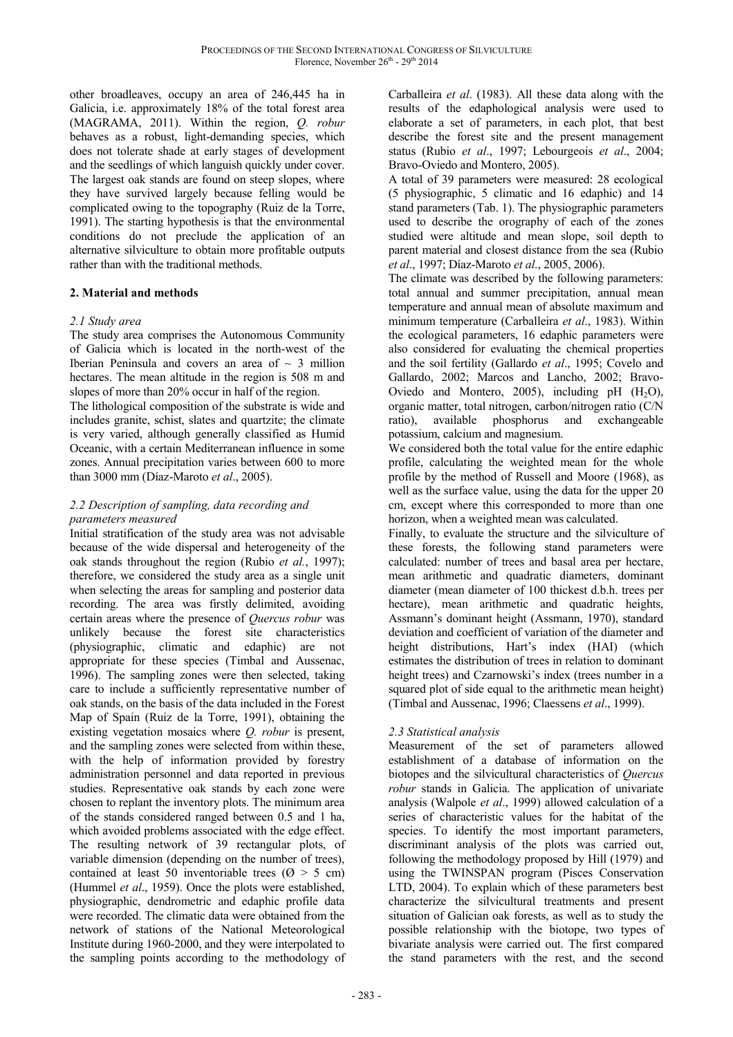other broadleaves, occupy an area of 246,445 ha in Galicia, i.e. approximately 18% of the total forest area (MAGRAMA, 2011). Within the region, *Q. robur* behaves as a robust, light-demanding species, which does not tolerate shade at early stages of development and the seedlings of which languish quickly under cover. The largest oak stands are found on steep slopes, where they have survived largely because felling would be complicated owing to the topography (Ruiz de la Torre, 1991). The starting hypothesis is that the environmental conditions do not preclude the application of an alternative silviculture to obtain more profitable outputs rather than with the traditional methods.

## 2. Material and methods

### *2.1 Study area*

The study area comprises the Autonomous Community of Galicia which is located in the north-west of the Iberian Peninsula and covers an area of ~ 3 million hectares. The mean altitude in the region is 508 m and slopes of more than 20% occur in half of the region.

The lithological composition of the substrate is wide and includes granite, schist, slates and quartzite; the climate is very varied, although generally classified as Humid Oceanic, with a certain Mediterranean influence in some zones. Annual precipitation varies between 600 to more than 3000 mm (Díaz-Maroto *et al*., 2005).

### *2.2 Description of sampling, data recording and parameters measured*

Initial stratification of the study area was not advisable because of the wide dispersal and heterogeneity of the oak stands throughout the region (Rubio *et al.*, 1997); therefore, we considered the study area as a single unit when selecting the areas for sampling and posterior data recording. The area was firstly delimited, avoiding certain areas where the presence of *Quercus robur* was unlikely because the forest site characteristics (physiographic, climatic and edaphic) are not appropriate for these species (Timbal and Aussenac, 1996). The sampling zones were then selected, taking care to include a sufficiently representative number of oak stands, on the basis of the data included in the Forest Map of Spain (Ruiz de la Torre, 1991), obtaining the existing vegetation mosaics where *Q. robur* is present, and the sampling zones were selected from within these, with the help of information provided by forestry administration personnel and data reported in previous studies. Representative oak stands by each zone were chosen to replant the inventory plots. The minimum area of the stands considered ranged between 0.5 and 1 ha, which avoided problems associated with the edge effect. The resulting network of 39 rectangular plots, of variable dimension (depending on the number of trees), contained at least 50 inventoriable trees (Ø > 5 cm) (Hummel *et al*., 1959). Once the plots were established, physiographic, dendrometric and edaphic profile data were recorded. The climatic data were obtained from the network of stations of the National Meteorological Institute during 1960-2000, and they were interpolated to the sampling points according to the methodology of Carballeira *et al*. (1983). All these data along with the results of the edaphological analysis were used to elaborate a set of parameters, in each plot, that best describe the forest site and the present management status (Rubio *et al*., 1997; Lebourgeois *et al*., 2004; Bravo-Oviedo and Montero, 2005).

A total of 39 parameters were measured: 28 ecological (5 physiographic, 5 climatic and 16 edaphic) and 14 stand parameters (Tab. 1). The physiographic parameters used to describe the orography of each of the zones studied were altitude and mean slope, soil depth to parent material and closest distance from the sea (Rubio *et al*., 1997; Díaz-Maroto *et al*., 2005, 2006).

The climate was described by the following parameters: total annual and summer precipitation, annual mean temperature and annual mean of absolute maximum and minimum temperature (Carballeira *et al*., 1983). Within the ecological parameters, 16 edaphic parameters were also considered for evaluating the chemical properties and the soil fertility (Gallardo *et al*., 1995; Covelo and Gallardo, 2002; Marcos and Lancho, 2002; Bravo-Oviedo and Montero, 2005), including pH ($H_2O$), organic matter, total nitrogen, carbon/nitrogen ratio (C/N ratio), available phosphorus and exchangeable potassium, calcium and magnesium.

We considered both the total value for the entire edaphic profile, calculating the weighted mean for the whole profile by the method of Russell and Moore (1968), as well as the surface value, using the data for the upper 20 cm, except where this corresponded to more than one horizon, when a weighted mean was calculated.

Finally, to evaluate the structure and the silviculture of these forests, the following stand parameters were calculated: number of trees and basal area per hectare, mean arithmetic and quadratic diameters, dominant diameter (mean diameter of 100 thickest d.b.h. trees per hectare), mean arithmetic and quadratic heights, Assmann's dominant height (Assmann, 1970), standard deviation and coefficient of variation of the diameter and height distributions, Hart's index (HAI) (which estimates the distribution of trees in relation to dominant height trees) and Czarnowski's index (trees number in a squared plot of side equal to the arithmetic mean height) (Timbal and Aussenac, 1996; Claessens *et al*., 1999).

### *2.3 Statistical analysis*

Measurement of the set of parameters allowed establishment of a database of information on the biotopes and the silvicultural characteristics of *Quercus robur* stands in Galicia. The application of univariate analysis (Walpole *et al*., 1999) allowed calculation of a series of characteristic values for the habitat of the species. To identify the most important parameters, discriminant analysis of the plots was carried out, following the methodology proposed by Hill (1979) and using the TWINSPAN program (Pisces Conservation LTD, 2004). To explain which of these parameters best characterize the silvicultural treatments and present situation of Galician oak forests, as well as to study the possible relationship with the biotope, two types of bivariate analysis were carried out. The first compared the stand parameters with the rest, and the second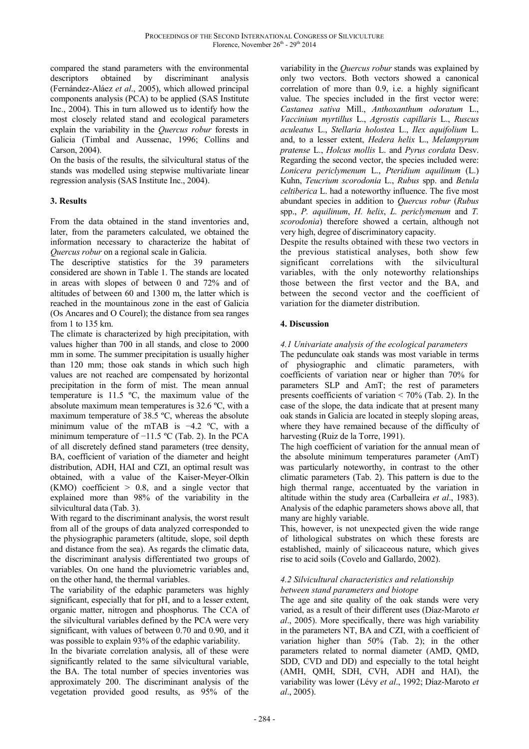compared the stand parameters with the environmental descriptors obtained by discriminant analysis (Fernández-Aláez *et al*., 2005), which allowed principal components analysis (PCA) to be applied (SAS Institute Inc., 2004). This in turn allowed us to identify how the most closely related stand and ecological parameters explain the variability in the *Quercus robur* forests in Galicia (Timbal and Aussenac, 1996; Collins and Carson, 2004).

On the basis of the results, the silvicultural status of the stands was modelled using stepwise multivariate linear regression analysis (SAS Institute Inc., 2004).

## 3. Results

From the data obtained in the stand inventories and, later, from the parameters calculated, we obtained the information necessary to characterize the habitat of *Quercus robur* on a regional scale in Galicia.

The descriptive statistics for the 39 parameters considered are shown in Table 1. The stands are located in areas with slopes of between 0 and 72% and of altitudes of between 60 and 1300 m, the latter which is reached in the mountainous zone in the east of Galicia (Os Ancares and O Courel); the distance from sea ranges from 1 to 135 km.

The climate is characterized by high precipitation, with values higher than 700 in all stands, and close to 2000 mm in some. The summer precipitation is usually higher than 120 mm; those oak stands in which such high values are not reached are compensated by horizontal precipitation in the form of mist. The mean annual temperature is 11.5 ºC, the maximum value of the absolute maximum mean temperatures is 32.6 ºC, with a maximum temperature of 38.5 ºC, whereas the absolute minimum value of the mTAB is −4.2 ºC, with a minimum temperature of −11.5 ºC (Tab. 2). In the PCA of all discretely defined stand parameters (tree density, BA, coefficient of variation of the diameter and height distribution, ADH, HAI and CZI, an optimal result was obtained, with a value of the Kaiser-Meyer-Olkin (KMO) coefficient > 0.8, and a single vector that explained more than 98% of the variability in the silvicultural data (Tab. 3).

With regard to the discriminant analysis, the worst result from all of the groups of data analyzed corresponded to the physiographic parameters (altitude, slope, soil depth and distance from the sea). As regards the climatic data, the discriminant analysis differentiated two groups of variables. On one hand the pluviometric variables and, on the other hand, the thermal variables.

The variability of the edaphic parameters was highly significant, especially that for pH, and to a lesser extent, organic matter, nitrogen and phosphorus. The CCA of the silvicultural variables defined by the PCA were very significant, with values of between 0.70 and 0.90, and it was possible to explain 93% of the edaphic variability.

In the bivariate correlation analysis, all of these were significantly related to the same silvicultural variable, the BA. The total number of species inventories was approximately 200. The discriminant analysis of the vegetation provided good results, as 95% of the variability in the *Quercus robur* stands was explained by only two vectors. Both vectors showed a canonical correlation of more than 0.9, i.e. a highly significant value. The species included in the first vector were: *Castanea sativa* Mill., *Anthoxanthum odoratum* L., *Vaccinium myrtillus* L., *Agrostis capillaris* L., *Ruscus aculeatus* L., *Stellaria holostea* L., *Ilex aquifolium* L. and, to a lesser extent, *Hedera helix* L., *Melampyrum pratense* L., *Holcus mollis* L. and *Pyrus cordata* Desv. Regarding the second vector, the species included were: *Lonicera periclymenum* L., *Pteridium aquilinum* (L.) Kuhn, *Teucrium scorodonia* L., *Rubus* spp. and *Betula celtiberica* L. had a noteworthy influence. The five most abundant species in addition to *Quercus robur* (*Rubus* spp., *P. aquilinum*, *H. helix*, *L. periclymenum* and *T. scorodonia*) therefore showed a certain, although not very high, degree of discriminatory capacity.

Despite the results obtained with these two vectors in the previous statistical analyses, both show few significant correlations with the silvicultural variables, with the only noteworthy relationships those between the first vector and the BA, and between the second vector and the coefficient of variation for the diameter distribution.

## 4. Discussion

### *4.1 Univariate analysis of the ecological parameters*

The pedunculate oak stands was most variable in terms of physiographic and climatic parameters, with coefficients of variation near or higher than 70% for parameters SLP and AmT; the rest of parameters presents coefficients of variation < 70% (Tab. 2). In the case of the slope, the data indicate that at present many oak stands in Galicia are located in steeply sloping areas, where they have remained because of the difficulty of harvesting (Ruiz de la Torre, 1991).

The high coefficient of variation for the annual mean of the absolute minimum temperatures parameter (AmT) was particularly noteworthy, in contrast to the other climatic parameters (Tab. 2). This pattern is due to the high thermal range, accentuated by the variation in altitude within the study area (Carballeira *et al*., 1983). Analysis of the edaphic parameters shows above all, that many are highly variable.

This, however, is not unexpected given the wide range of lithological substrates on which these forests are established, mainly of silicaceous nature, which gives rise to acid soils (Covelo and Gallardo, 2002).

### *4.2 Silvicultural characteristics and relationship between stand parameters and biotope*

The age and site quality of the oak stands were very varied, as a result of their different uses (Díaz-Maroto *et al*., 2005). More specifically, there was high variability in the parameters NT, BA and CZI, with a coefficient of variation higher than 50% (Tab. 2); in the other parameters related to normal diameter (AMD, QMD, SDD, CVD and DD) and especially to the total height (AMH, QMH, SDH, CVH, ADH and HAI), the variability was lower (Lévy *et al*., 1992; Díaz-Maroto *et al*., 2005).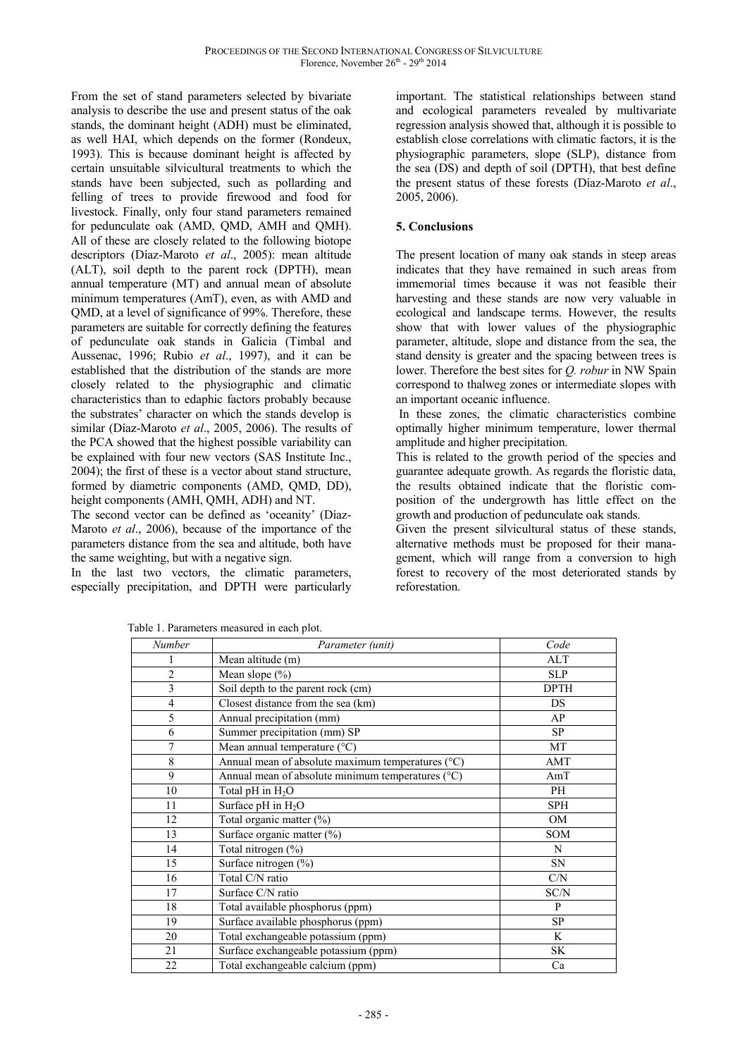From the set of stand parameters selected by bivariate analysis to describe the use and present status of the oak stands, the dominant height (ADH) must be eliminated, as well HAI, which depends on the former (Rondeux, 1993). This is because dominant height is affected by certain unsuitable silvicultural treatments to which the stands have been subjected, such as pollarding and felling of trees to provide firewood and food for livestock. Finally, only four stand parameters remained for pedunculate oak (AMD, QMD, AMH and QMH). All of these are closely related to the following biotope descriptors (Díaz-Maroto *et al*., 2005): mean altitude (ALT), soil depth to the parent rock (DPTH), mean annual temperature (MT) and annual mean of absolute minimum temperatures (AmT), even, as with AMD and QMD, at a level of significance of 99%. Therefore, these parameters are suitable for correctly defining the features of pedunculate oak stands in Galicia (Timbal and Aussenac, 1996; Rubio *et al*., 1997), and it can be established that the distribution of the stands are more closely related to the physiographic and climatic characteristics than to edaphic factors probably because the substrates' character on which the stands develop is similar (Díaz-Maroto *et al*., 2005, 2006). The results of the PCA showed that the highest possible variability can be explained with four new vectors (SAS Institute Inc., 2004); the first of these is a vector about stand structure, formed by diametric components (AMD, QMD, DD), height components (AMH, QMH, ADH) and NT.

The second vector can be defined as 'oceanity' (Díaz-Maroto *et al*., 2006), because of the importance of the parameters distance from the sea and altitude, both have the same weighting, but with a negative sign.

In the last two vectors, the climatic parameters, especially precipitation, and DPTH were particularly important. The statistical relationships between stand and ecological parameters revealed by multivariate regression analysis showed that, although it is possible to establish close correlations with climatic factors, it is the physiographic parameters, slope (SLP), distance from the sea (DS) and depth of soil (DPTH), that best define the present status of these forests (Díaz-Maroto *et al*., 2005, 2006).

## 5. Conclusions

The present location of many oak stands in steep areas indicates that they have remained in such areas from immemorial times because it was not feasible their harvesting and these stands are now very valuable in ecological and landscape terms. However, the results show that with lower values of the physiographic parameter, altitude, slope and distance from the sea, the stand density is greater and the spacing between trees is lower. Therefore the best sites for *Q. robur* in NW Spain correspond to thalweg zones or intermediate slopes with an important oceanic influence.

In these zones, the climatic characteristics combine optimally higher minimum temperature, lower thermal amplitude and higher precipitation.

This is related to the growth period of the species and guarantee adequate growth. As regards the floristic data, the results obtained indicate that the floristic composition of the undergrowth has little effect on the growth and production of pedunculate oak stands.

Given the present silvicultural status of these stands, alternative methods must be proposed for their management, which will range from a conversion to high forest to recovery of the most deteriorated stands by reforestation.

Table 1. Parameters measured in each plot.

| *Number* | *Parameter (unit)* | *Code* |
|---|---|---|
| 1 | Mean altitude (m) | ALT |
| 2 | Mean slope (%) | SLP |
| 3 | Soil depth to the parent rock (cm) | DPTH |
| 4 | Closest distance from the sea (km) | DS |
| 5 | Annual precipitation (mm) | AP |
| 6 | Summer precipitation (mm) SP | SP |
| 7 | Mean annual temperature (°C) | MT |
| 8 | Annual mean of absolute maximum temperatures (°C) | AMT |
| 9 | Annual mean of absolute minimum temperatures (°C) | AmT |
| 10 | Total pH in $H_2O$ | PH |
| 11 | Surface pH in $H_2O$ | SPH |
| 12 | Total organic matter (%) | OM |
| 13 | Surface organic matter (%) | SOM |
| 14 | Total nitrogen (%) | N |
| 15 | Surface nitrogen (%) | SN |
| 16 | Total C/N ratio | C/N |
| 17 | Surface C/N ratio | SC/N |
| 18 | Total available phosphorus (ppm) | P |
| 19 | Surface available phosphorus (ppm) | SP |
| 20 | Total exchangeable potassium (ppm) | K |
| 21 | Surface exchangeable potassium (ppm) | SK |
| 22 | Total exchangeable calcium (ppm) | Ca |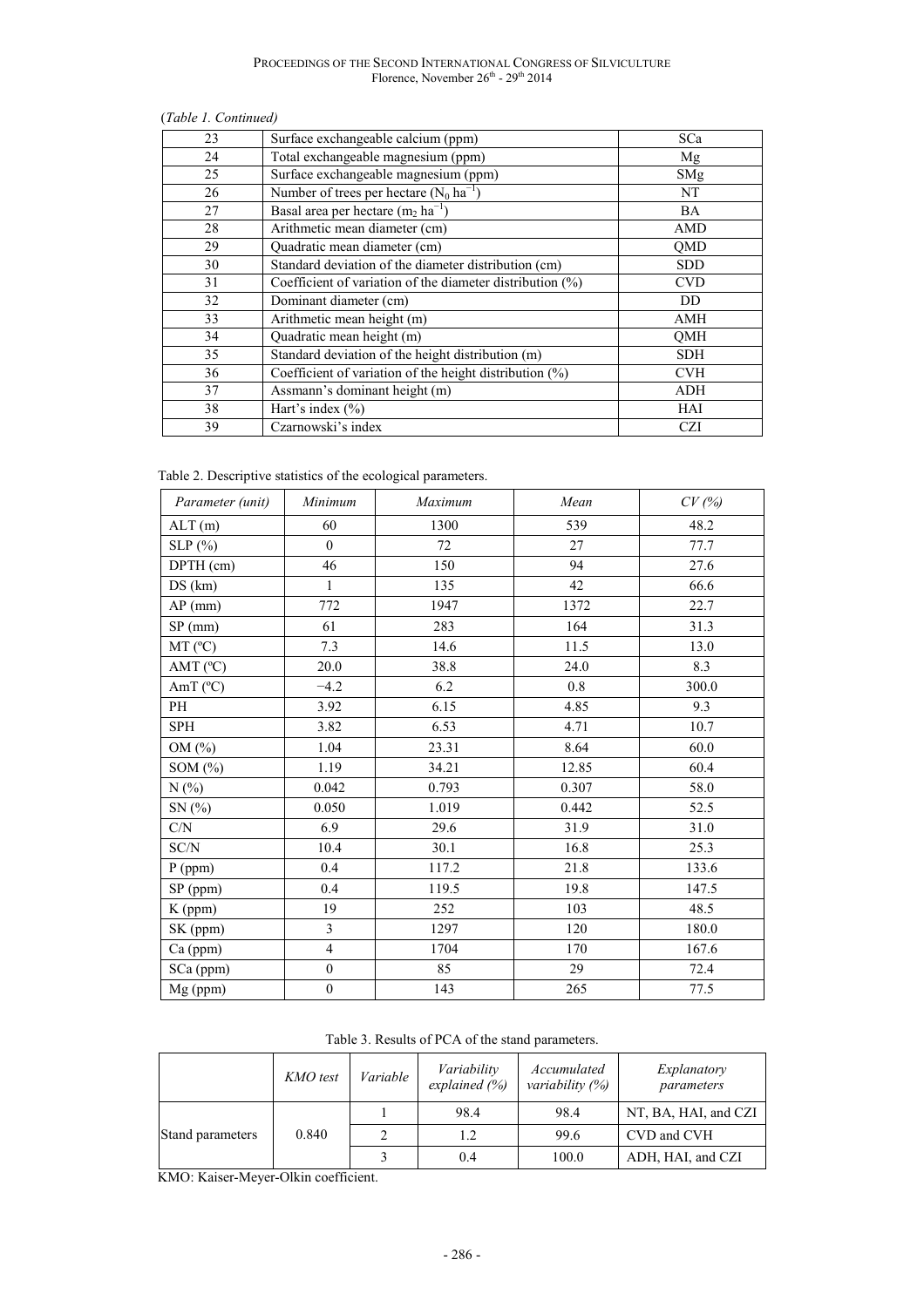(*Table 1. Continued*)

| | | |
|---|---|---|
| 23 | Surface exchangeable calcium (ppm) | SCa |
| 24 | Total exchangeable magnesium (ppm) | Mg |
| 25 | Surface exchangeable magnesium (ppm) | SMg |
| 26 | Number of trees per hectare ($N_0$ $ha^{-1}$) | NT |
| 27 | Basal area per hectare ($m_2$ $ha^{-1}$) | BA |
| 28 | Arithmetic mean diameter (cm) | AMD |
| 29 | Quadratic mean diameter (cm) | QMD |
| 30 | Standard deviation of the diameter distribution (cm) | SDD |
| 31 | Coefficient of variation of the diameter distribution (%) | CVD |
| 32 | Dominant diameter (cm) | DD |
| 33 | Arithmetic mean height (m) | AMH |
| 34 | Quadratic mean height (m) | QMH |
| 35 | Standard deviation of the height distribution (m) | SDH |
| 36 | Coefficient of variation of the height distribution (%) | CVH |
| 37 | Assmann's dominant height (m) | ADH |
| 38 | Hart's index (%) | HAI |
| 39 | Czarnowski's index | CZI |

Table 2. Descriptive statistics of the ecological parameters.

| *Parameter (unit)* | *Minimum* | *Maximum* | *Mean* | *CV (%)* |
|---|---|---|---|---|
| ALT (m) | 60 | 1300 | 539 | 48.2 |
| SLP (%) | 0 | 72 | 27 | 77.7 |
| DPTH (cm) | 46 | 150 | 94 | 27.6 |
| DS (km) | 1 | 135 | 42 | 66.6 |
| AP (mm) | 772 | 1947 | 1372 | 22.7 |
| SP (mm) | 61 | 283 | 164 | 31.3 |
| MT (ºC) | 7.3 | 14.6 | 11.5 | 13.0 |
| AMT (ºC) | 20.0 | 38.8 | 24.0 | 8.3 |
| AmT (ºC) | −4.2 | 6.2 | 0.8 | 300.0 |
| PH | 3.92 | 6.15 | 4.85 | 9.3 |
| SPH | 3.82 | 6.53 | 4.71 | 10.7 |
| OM (%) | 1.04 | 23.31 | 8.64 | 60.0 |
| SOM (%) | 1.19 | 34.21 | 12.85 | 60.4 |
| N (%) | 0.042 | 0.793 | 0.307 | 58.0 |
| SN (%) | 0.050 | 1.019 | 0.442 | 52.5 |
| C/N | 6.9 | 29.6 | 31.9 | 31.0 |
| SC/N | 10.4 | 30.1 | 16.8 | 25.3 |
| P (ppm) | 0.4 | 117.2 | 21.8 | 133.6 |
| SP (ppm) | 0.4 | 119.5 | 19.8 | 147.5 |
| K (ppm) | 19 | 252 | 103 | 48.5 |
| SK (ppm) | 3 | 1297 | 120 | 180.0 |
| Ca (ppm) | 4 | 1704 | 170 | 167.6 |
| SCa (ppm) | 0 | 85 | 29 | 72.4 |
| Mg (ppm) | 0 | 143 | 265 | 77.5 |

Table 3. Results of PCA of the stand parameters.

| | *KMO test* | *Variable* | *Variability explained (%)* | *Accumulated variability (%)* | *Explanatory parameters* |
|---|---|---|---|---|---|
| Stand parameters | 0.840 | 1 | 98.4 | 98.4 | NT, BA, HAI, and CZI |
| | | 2 | 1.2 | 99.6 | CVD and CVH |
| | | 3 | 0.4 | 100.0 | ADH, HAI, and CZI |

KMO: Kaiser-Meyer-Olkin coefficient.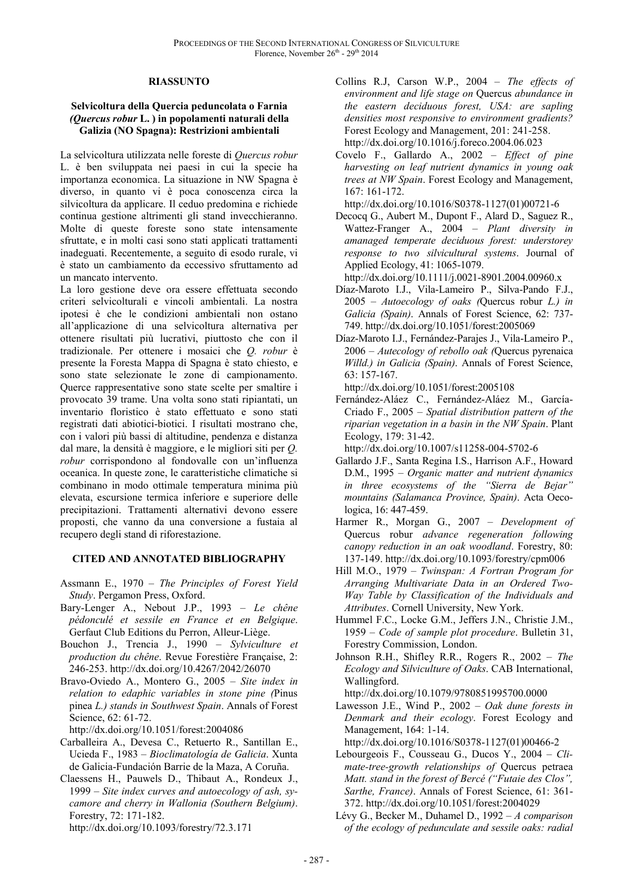## RIASSUNTO

### Selvicoltura della Quercia peduncolata o Farnia *(Quercus robur* L. *)* in popolamenti naturali della Galizia (NO Spagna): Restrizioni ambientali

La selvicoltura utilizzata nelle foreste di *Quercus robur* L. è ben sviluppata nei paesi in cui la specie ha importanza economica. La situazione in NW Spagna è diverso, in quanto vi è poca conoscenza circa la silvicoltura da applicare. Il ceduo predomina e richiede continua gestione altrimenti gli stand invecchieranno. Molte di queste foreste sono state intensamente sfruttate, e in molti casi sono stati applicati trattamenti inadeguati. Recentemente, a seguito di esodo rurale, vi è stato un cambiamento da eccessivo sfruttamento ad un mancato intervento.

La loro gestione deve ora essere effettuata secondo criteri selvicolturali e vincoli ambientali. La nostra ipotesi è che le condizioni ambientali non ostano all'applicazione di una selvicoltura alternativa per ottenere risultati più lucrativi, piuttosto che con il tradizionale. Per ottenere i mosaici che *Q. robur* è presente la Foresta Mappa di Spagna è stato chiesto, e sono state selezionate le zone di campionamento. Querce rappresentative sono state scelte per smaltire i provocato 39 trame. Una volta sono stati ripiantati, un inventario floristico è stato effettuato e sono stati registrati dati abiotici-biotici. I risultati mostrano che, con i valori più bassi di altitudine, pendenza e distanza dal mare, la densità è maggiore, e le migliori siti per *Q. robur* corrispondono al fondovalle con un'influenza oceanica. In queste zone, le caratteristiche climatiche si combinano in modo ottimale temperatura minima più elevata, escursione termica inferiore e superiore delle precipitazioni. Trattamenti alternativi devono essere proposti, che vanno da una conversione a fustaia al recupero degli stand di riforestazione.

## CITED AND ANNOTATED BIBLIOGRAPHY

Assmann E., 1970 – *The Principles of Forest Yield Study*. Pergamon Press, Oxford.

Bary-Lenger A., Nebout J.P., 1993 – *Le chêne pédonculé et sessile en France et en Belgique*. Gerfaut Club Editions du Perron, Alleur-Liège.

Bouchon J., Trencia J., 1990 – *Sylviculture et production du chêne*. Revue Forestière Française, 2: 246-253. http://dx.doi.org/10.4267/2042/26070

Bravo-Oviedo A., Montero G., 2005 – *Site index in relation to edaphic variables in stone pine (*Pinus pinea *L.) stands in Southwest Spain*. Annals of Forest Science, 62: 61-72. http://dx.doi.org/10.1051/forest:2004086

Carballeira A., Devesa C., Retuerto R., Santillan E., Ucieda F., 1983 – *Bioclimatología de Galicia*. Xunta de Galicia-Fundación Barrie de la Maza, A Coruña.

Claessens H., Pauwels D., Thibaut A., Rondeux J., 1999 – *Site index curves and autoecology of ash, sycamore and cherry in Wallonia (Southern Belgium)*. Forestry, 72: 171-182. http://dx.doi.org/10.1093/forestry/72.3.171

Collins R.J, Carson W.P., 2004 – *The effects of environment and life stage on* Quercus *abundance in the eastern deciduous forest, USA: are sapling densities most responsive to environment gradients?* Forest Ecology and Management, 201: 241-258. http://dx.doi.org/10.1016/j.foreco.2004.06.023

Covelo F., Gallardo A., 2002 – *Effect of pine harvesting on leaf nutrient dynamics in young oak trees at NW Spain*. Forest Ecology and Management, 167: 161-172. http://dx.doi.org/10.1016/S0378-1127(01)00721-6

Decocq G., Aubert M., Dupont F., Alard D., Saguez R., Wattez-Franger A., 2004 – *Plant diversity in amanaged temperate deciduous forest: understorey response to two silvicultural systems*. Journal of Applied Ecology, 41: 1065-1079. http://dx.doi.org/10.1111/j.0021-8901.2004.00960.x

Díaz-Maroto I.J., Vila-Lameiro P., Silva-Pando F.J., 2005 – *Autoecology of oaks (*Quercus robur *L.) in Galicia (Spain)*. Annals of Forest Science, 62: 737-749. http://dx.doi.org/10.1051/forest:2005069

Díaz-Maroto I.J., Fernández-Parajes J., Vila-Lameiro P., 2006 – *Autecology of rebollo oak (*Quercus pyrenaica *Willd.) in Galicia (Spain)*. Annals of Forest Science, 63: 157-167. http://dx.doi.org/10.1051/forest:2005108

Fernández-Aláez C., Fernández-Aláez M., García-Criado F., 2005 – *Spatial distribution pattern of the riparian vegetation in a basin in the NW Spain*. Plant Ecology, 179: 31-42. http://dx.doi.org/10.1007/s11258-004-5702-6

Gallardo J.F., Santa Regina I.S., Harrison A.F., Howard D.M., 1995 – *Organic matter and nutrient dynamics in three ecosystems of the "Sierra de Bejar" mountains (Salamanca Province, Spain)*. Acta Oecologica, 16: 447-459.

Harmer R., Morgan G., 2007 – *Development of* Quercus robur *advance regeneration following canopy reduction in an oak woodland*. Forestry, 80: 137-149. http://dx.doi.org/10.1093/forestry/cpm006

Hill M.O., 1979 – *Twinspan: A Fortran Program for Arranging Multivariate Data in an Ordered Two-Way Table by Classification of the Individuals and Attributes*. Cornell University, New York.

Hummel F.C., Locke G.M., Jeffers J.N., Christie J.M., 1959 – *Code of sample plot procedure*. Bulletin 31, Forestry Commission, London.

Johnson R.H., Shifley R.R., Rogers R., 2002 – *The Ecology and Silviculture of Oaks*. CAB International, Wallingford. http://dx.doi.org/10.1079/9780851995700.0000

Lawesson J.E., Wind P., 2002 – *Oak dune forests in Denmark and their ecology*. Forest Ecology and Management, 164: 1-14. http://dx.doi.org/10.1016/S0378-1127(01)00466-2

Lebourgeois F., Cousseau G., Ducos Y., 2004 – *Climate-tree-growth relationships of* Quercus petraea *Matt. stand in the forest of Bercé ("Futaie des Clos", Sarthe, France)*. Annals of Forest Science, 61: 361-372. http://dx.doi.org/10.1051/forest:2004029

Lévy G., Becker M., Duhamel D., 1992 – *A comparison of the ecology of pedunculate and sessile oaks: radial*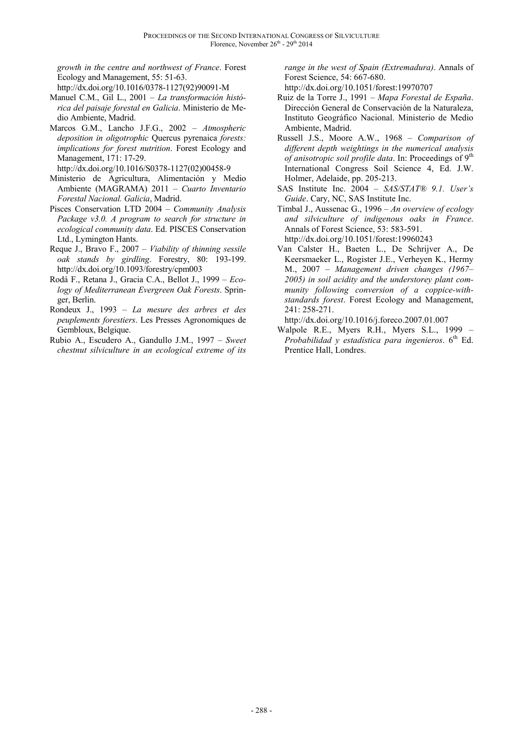*growth in the centre and northwest of France*. Forest Ecology and Management, 55: 51-63. http://dx.doi.org/10.1016/0378-1127(92)90091-M

Manuel C.M., Gil L., 2001 – *La transformación histórica del paisaje forestal en Galicia*. Ministerio de Medio Ambiente, Madrid.

Marcos G.M., Lancho J.F.G., 2002 – *Atmospheric deposition in oligotrophic* Quercus pyrenaica *forests: implications for forest nutrition*. Forest Ecology and Management, 171: 17-29. http://dx.doi.org/10.1016/S0378-1127(02)00458-9

Ministerio de Agricultura, Alimentación y Medio Ambiente (MAGRAMA) 2011 – *Cuarto Inventario Forestal Nacional. Galicia*, Madrid.

Pisces Conservation LTD 2004 – *Community Analysis Package v3.0. A program to search for structure in ecological community data*. Ed. PISCES Conservation Ltd., Lymington Hants.

Reque J., Bravo F., 2007 – *Viability of thinning sessile oak stands by girdling*. Forestry, 80: 193-199. http://dx.doi.org/10.1093/forestry/cpm003

Rodá F., Retana J., Gracia C.A., Bellot J., 1999 – *Ecology of Mediterranean Evergreen Oak Forests*. Springer, Berlin.

Rondeux J., 1993 – *La mesure des arbres et des peuplements forestiers*. Les Presses Agronomiques de Gembloux, Belgique.

Rubio A., Escudero A., Gandullo J.M., 1997 – *Sweet chestnut silviculture in an ecological extreme of its range in the west of Spain (Extremadura)*. Annals of Forest Science, 54: 667-680. http://dx.doi.org/10.1051/forest:19970707

Ruiz de la Torre J., 1991 – *Mapa Forestal de España*. Dirección General de Conservación de la Naturaleza, Instituto Geográfico Nacional. Ministerio de Medio Ambiente, Madrid.

Russell J.S., Moore A.W., 1968 – *Comparison of different depth weightings in the numerical analysis of anisotropic soil profile data*. In: Proceedings of 9th International Congress Soil Science 4, Ed. J.W. Holmer, Adelaide, pp. 205-213.

SAS Institute Inc. 2004 – *SAS/STAT® 9.1. User's Guide*. Cary, NC, SAS Institute Inc.

Timbal J., Aussenac G., 1996 – *An overview of ecology and silviculture of indigenous oaks in France*. Annals of Forest Science, 53: 583-591. http://dx.doi.org/10.1051/forest:19960243

Van Calster H., Baeten L., De Schrijver A., De Keersmaeker L., Rogister J.E., Verheyen K., Hermy M., 2007 – *Management driven changes (1967–2005) in soil acidity and the understorey plant community following conversion of a coppice-with-standards forest*. Forest Ecology and Management, 241: 258-271. http://dx.doi.org/10.1016/j.foreco.2007.01.007

Walpole R.E., Myers R.H., Myers S.L., 1999 – *Probabilidad y estadística para ingenieros*. 6th Ed. Prentice Hall, Londres.